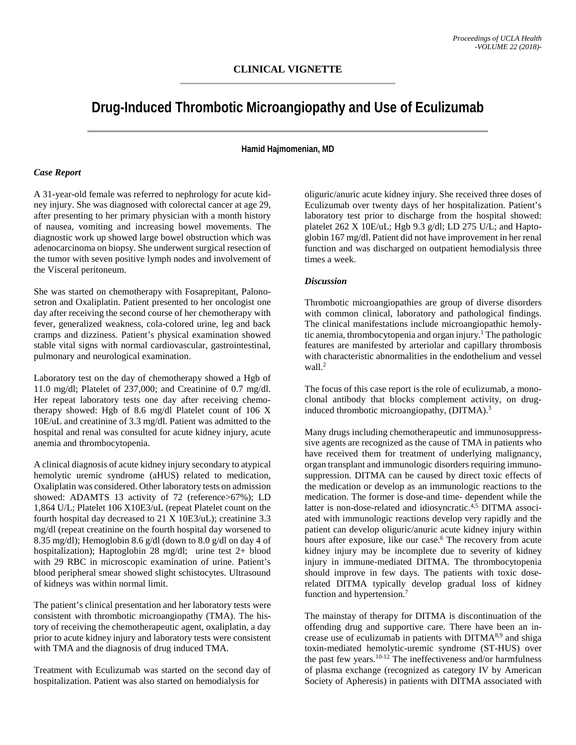CLINICAL VIGNETTE

# Drug-Induced Thrombotic Microangiopathy and Use of Eculizumab

**Hamid Hajmomenian, MD**

### *Case Report*

A 31-year-old female was referred to nephrology for acute kidney injury. She was diagnosed with colorectal cancer at age 29, after presenting to her primary physician with a month history of nausea, vomiting and increasing bowel movements. The diagnostic work up showed large bowel obstruction which was adenocarcinoma on biopsy. She underwent surgical resection of the tumor with seven positive lymph nodes and involvement of the Visceral peritoneum.

She was started on chemotherapy with Fosaprepitant, Palonosetron and Oxaliplatin. Patient presented to her oncologist one day after receiving the second course of her chemotherapy with fever, generalized weakness, cola-colored urine, leg and back cramps and dizziness. Patient's physical examination showed stable vital signs with normal cardiovascular, gastrointestinal, pulmonary and neurological examination.

Laboratory test on the day of chemotherapy showed a Hgb of 11.0 mg/dl; Platelet of 237,000; and Creatinine of 0.7 mg/dl. Her repeat laboratory tests one day after receiving chemotherapy showed: Hgb of 8.6 mg/dl Platelet count of 106 X 10E/uL and creatinine of 3.3 mg/dl. Patient was admitted to the hospital and renal was consulted for acute kidney injury, acute anemia and thrombocytopenia.

A clinical diagnosis of acute kidney injury secondary to atypical hemolytic uremic syndrome (aHUS) related to medication, Oxaliplatin was considered. Other laboratory tests on admission showed: ADAMTS 13 activity of 72 (reference>67%); LD 1,864 U/L; Platelet 106 X10E3/uL (repeat Platelet count on the fourth hospital day decreased to 21 X 10E3/uL); creatinine 3.3 mg/dl (repeat creatinine on the fourth hospital day worsened to 8.35 mg/dl); Hemoglobin 8.6 g/dl (down to 8.0 g/dl on day 4 of hospitalization); Haptoglobin 28 mg/dl; urine test 2+ blood with 29 RBC in microscopic examination of urine. Patient's blood peripheral smear showed slight schistocytes. Ultrasound of kidneys was within normal limit.

The patient's clinical presentation and her laboratory tests were consistent with thrombotic microangiopathy (TMA). The history of receiving the chemotherapeutic agent, oxaliplatin, a day prior to acute kidney injury and laboratory tests were consistent with TMA and the diagnosis of drug induced TMA.

Treatment with Eculizumab was started on the second day of hospitalization. Patient was also started on hemodialysis for oliguric/anuric acute kidney injury. She received three doses of Eculizumab over twenty days of her hospitalization. Patient's laboratory test prior to discharge from the hospital showed: platelet 262 X 10E/uL; Hgb 9.3 g/dl; LD 275 U/L; and Haptoglobin 167 mg/dl. Patient did not have improvement in her renal function and was discharged on outpatient hemodialysis three times a week.

### *Discussion*

Thrombotic microangiopathies are group of diverse disorders with common clinical, laboratory and pathological findings. The clinical manifestations include microangiopathic hemolytic anemia, thrombocytopenia and organ injury.[1] The pathologic features are manifested by arteriolar and capillary thrombosis with characteristic abnormalities in the endothelium and vessel wall.[2]

The focus of this case report is the role of eculizumab, a monoclonal antibody that blocks complement activity, on drug-induced thrombotic microangiopathy, (DITMA).[3]

Many drugs including chemotherapeutic and immunosuppresssive agents are recognized as the cause of TMA in patients who have received them for treatment of underlying malignancy, organ transplant and immunologic disorders requiring immunosuppression. DITMA can be caused by direct toxic effects of the medication or develop as an immunologic reactions to the medication. The former is dose-and time- dependent while the latter is non-dose-related and idiosyncratic.[4,5] DITMA associated with immunologic reactions develop very rapidly and the patient can develop oliguric/anuric acute kidney injury within hours after exposure, like our case.[6] The recovery from acute kidney injury may be incomplete due to severity of kidney injury in immune-mediated DITMA. The thrombocytopenia should improve in few days. The patients with toxic dose-related DITMA typically develop gradual loss of kidney function and hypertension.[7]

The mainstay of therapy for DITMA is discontinuation of the offending drug and supportive care. There have been an increase use of eculizumab in patients with DITMA[8,9] and shiga toxin-mediated hemolytic-uremic syndrome (ST-HUS) over the past few years.[10-12] The ineffectiveness and/or harmfulness of plasma exchange (recognized as category IV by American Society of Apheresis) in patients with DITMA associated with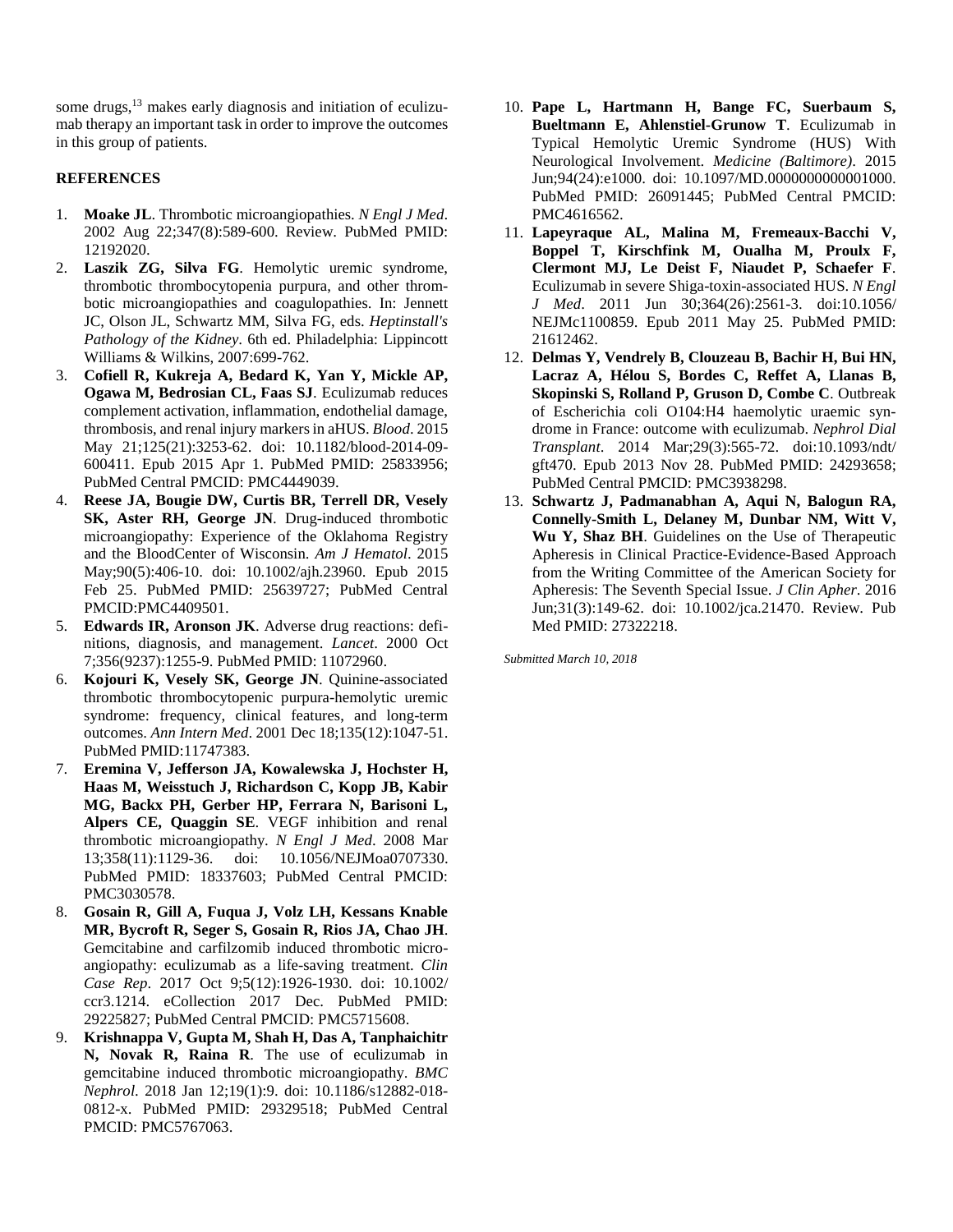some drugs,[13] makes early diagnosis and initiation of eculizumab therapy an important task in order to improve the outcomes in this group of patients.

## REFERENCES

1. **Moake JL**. Thrombotic microangiopathies. *N Engl J Med*. 2002 Aug 22;347(8):589-600. Review. PubMed PMID: 12192020.
2. **Laszik ZG, Silva FG**. Hemolytic uremic syndrome, thrombotic thrombocytopenia purpura, and other thrombotic microangiopathies and coagulopathies. In: Jennett JC, Olson JL, Schwartz MM, Silva FG, eds. *Heptinstall's Pathology of the Kidney*. 6th ed. Philadelphia: Lippincott Williams & Wilkins, 2007:699-762.
3. **Cofiell R, Kukreja A, Bedard K, Yan Y, Mickle AP, Ogawa M, Bedrosian CL, Faas SJ**. Eculizumab reduces complement activation, inflammation, endothelial damage, thrombosis, and renal injury markers in aHUS. *Blood*. 2015 May 21;125(21):3253-62. doi: 10.1182/blood-2014-09-600411. Epub 2015 Apr 1. PubMed PMID: 25833956; PubMed Central PMCID: PMC4449039.
4. **Reese JA, Bougie DW, Curtis BR, Terrell DR, Vesely SK, Aster RH, George JN**. Drug-induced thrombotic microangiopathy: Experience of the Oklahoma Registry and the BloodCenter of Wisconsin. *Am J Hematol*. 2015 May;90(5):406-10. doi: 10.1002/ajh.23960. Epub 2015 Feb 25. PubMed PMID: 25639727; PubMed Central PMCID:PMC4409501.
5. **Edwards IR, Aronson JK**. Adverse drug reactions: definitions, diagnosis, and management. *Lancet*. 2000 Oct 7;356(9237):1255-9. PubMed PMID: 11072960.
6. **Kojouri K, Vesely SK, George JN**. Quinine-associated thrombotic thrombocytopenic purpura-hemolytic uremic syndrome: frequency, clinical features, and long-term outcomes. *Ann Intern Med*. 2001 Dec 18;135(12):1047-51. PubMed PMID:11747383.
7. **Eremina V, Jefferson JA, Kowalewska J, Hochster H, Haas M, Weisstuch J, Richardson C, Kopp JB, Kabir MG, Backx PH, Gerber HP, Ferrara N, Barisoni L, Alpers CE, Quaggin SE**. VEGF inhibition and renal thrombotic microangiopathy. *N Engl J Med*. 2008 Mar 13;358(11):1129-36. doi: 10.1056/NEJMoa0707330. PubMed PMID: 18337603; PubMed Central PMCID: PMC3030578.
8. **Gosain R, Gill A, Fuqua J, Volz LH, Kessans Knable MR, Bycroft R, Seger S, Gosain R, Rios JA, Chao JH**. Gemcitabine and carfilzomib induced thrombotic microangiopathy: eculizumab as a life-saving treatment. *Clin Case Rep*. 2017 Oct 9;5(12):1926-1930. doi: 10.1002/ccr3.1214. eCollection 2017 Dec. PubMed PMID: 29225827; PubMed Central PMCID: PMC5715608.
9. **Krishnappa V, Gupta M, Shah H, Das A, Tanphaichitr N, Novak R, Raina R**. The use of eculizumab in gemcitabine induced thrombotic microangiopathy. *BMC Nephrol*. 2018 Jan 12;19(1):9. doi: 10.1186/s12882-018-0812-x. PubMed PMID: 29329518; PubMed Central PMCID: PMC5767063.
10. **Pape L, Hartmann H, Bange FC, Suerbaum S, Bueltmann E, Ahlenstiel-Grunow T**. Eculizumab in Typical Hemolytic Uremic Syndrome (HUS) With Neurological Involvement. *Medicine (Baltimore)*. 2015 Jun;94(24):e1000. doi: 10.1097/MD.0000000000001000. PubMed PMID: 26091445; PubMed Central PMCID: PMC4616562.
11. **Lapeyraque AL, Malina M, Fremeaux-Bacchi V, Boppel T, Kirschfink M, Oualha M, Proulx F, Clermont MJ, Le Deist F, Niaudet P, Schaefer F**. Eculizumab in severe Shiga-toxin-associated HUS. *N Engl J Med*. 2011 Jun 30;364(26):2561-3. doi:10.1056/NEJMc1100859. Epub 2011 May 25. PubMed PMID: 21612462.
12. **Delmas Y, Vendrely B, Clouzeau B, Bachir H, Bui HN, Lacraz A, Hélou S, Bordes C, Reffet A, Llanas B, Skopinski S, Rolland P, Gruson D, Combe C**. Outbreak of Escherichia coli O104:H4 haemolytic uraemic syndrome in France: outcome with eculizumab. *Nephrol Dial Transplant*. 2014 Mar;29(3):565-72. doi:10.1093/ndt/gft470. Epub 2013 Nov 28. PubMed PMID: 24293658; PubMed Central PMCID: PMC3938298.
13. **Schwartz J, Padmanabhan A, Aqui N, Balogun RA, Connelly-Smith L, Delaney M, Dunbar NM, Witt V, Wu Y, Shaz BH**. Guidelines on the Use of Therapeutic Apheresis in Clinical Practice-Evidence-Based Approach from the Writing Committee of the American Society for Apheresis: The Seventh Special Issue. *J Clin Apher*. 2016 Jun;31(3):149-62. doi: 10.1002/jca.21470. Review. Pub Med PMID: 27322218.

*Submitted March 10, 2018*